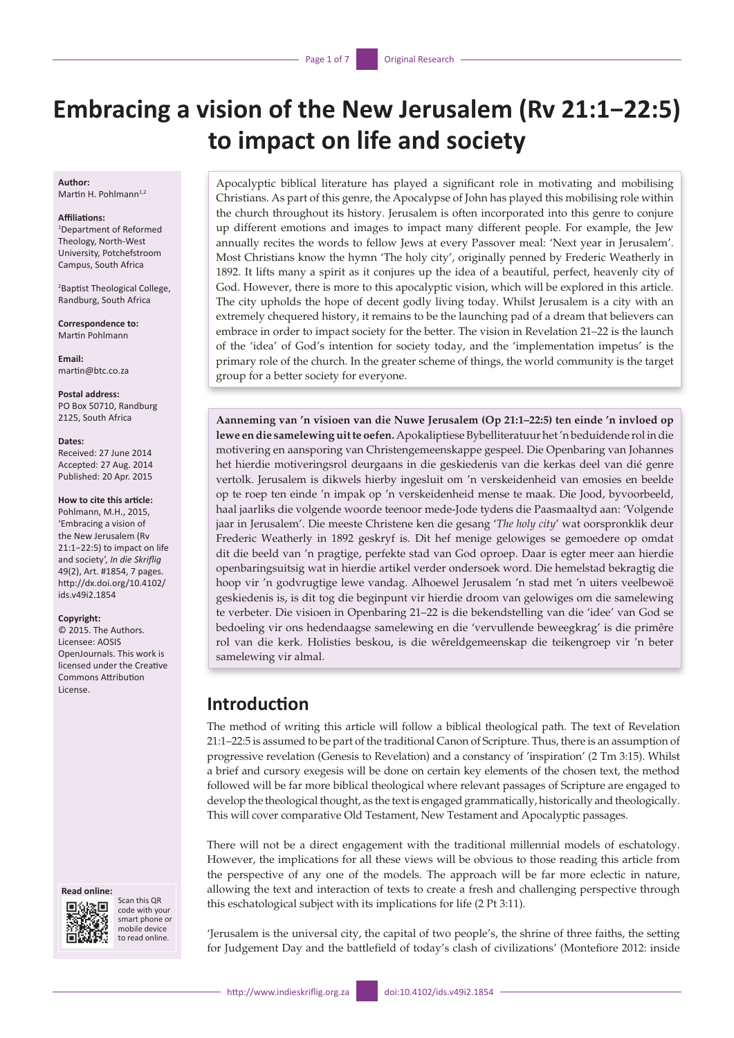# Embracing a vision of the New Jerusalem (Rv 21:1–22:5) to impact on life and society

**Author:**
Martin H. Pohlmann[1,2]

**Affiliations:**
[1]Department of Reformed Theology, North-West University, Potchefstroom Campus, South Africa

[2]Baptist Theological College, Randburg, South Africa

**Correspondence to:**
Martin Pohlmann

**Email:**
martin@btc.co.za

**Postal address:**
PO Box 50710, Randburg 2125, South Africa

**Dates:**
Received: 27 June 2014
Accepted: 27 Aug. 2014
Published: 20 Apr. 2015

**How to cite this article:**
Pohlmann, M.H., 2015, 'Embracing a vision of the New Jerusalem (Rv 21:1–22:5) to impact on life and society', *In die Skriflig* 49(2), Art. #1854, 7 pages. http://dx.doi.org/10.4102/ids.v49i2.1854

**Copyright:**
© 2015. The Authors. Licensee: AOSIS OpenJournals. This work is licensed under the Creative Commons Attribution License.

**Read online:**
Scan this QR code with your smart phone or mobile device to read online.

Apocalyptic biblical literature has played a significant role in motivating and mobilising Christians. As part of this genre, the Apocalypse of John has played this mobilising role within the church throughout its history. Jerusalem is often incorporated into this genre to conjure up different emotions and images to impact many different people. For example, the Jew annually recites the words to fellow Jews at every Passover meal: 'Next year in Jerusalem'. Most Christians know the hymn 'The holy city', originally penned by Frederic Weatherly in 1892. It lifts many a spirit as it conjures up the idea of a beautiful, perfect, heavenly city of God. However, there is more to this apocalyptic vision, which will be explored in this article. The city upholds the hope of decent godly living today. Whilst Jerusalem is a city with an extremely chequered history, it remains to be the launching pad of a dream that believers can embrace in order to impact society for the better. The vision in Revelation 21–22 is the launch of the 'idea' of God's intention for society today, and the 'implementation impetus' is the primary role of the church. In the greater scheme of things, the world community is the target group for a better society for everyone.

**Aanneming van 'n visioen van die Nuwe Jerusalem (Op 21:1–22:5) ten einde 'n invloed op lewe en die samelewing uit te oefen.** Apokaliptiese Bybelliteratuur het 'n beduidende rol in die motivering en aansporing van Christengemeenskappe gespeel. Die Openbaring van Johannes het hierdie motiveringsrol deurgaans in die geskiedenis van die kerk as deel van dié genre vertolk. Jerusalem is dikwels hierby ingesluit om 'n verskeidenheid van emosies en beelde op te roep ten einde 'n impak op 'n verskeidenheid mense te maak. Die Jood, byvoorbeeld, haal jaarliks die volgende woorde teenoor mede-Jode tydens die Paasmaaltyd aan: 'Volgende jaar in Jerusalem'. Die meeste Christene ken die gesang '*The holy city*' wat oorspronklik deur Frederic Weatherly in 1892 geskryf is. Dit hef menige gelowiges se gemoedere op omdat dit die beeld van 'n pragtige, perfekte stad van God oproep. Daar is egter meer aan hierdie openbaringsuitsig wat in hierdie artikel verder ondersoek word. Die hemelstad bekragtig die hoop vir 'n godvrugtige lewe vandag. Alhoewel Jerusalem 'n stad met 'n uiters veelbewoë geskiedenis is, is dit tog die beginpunt vir hierdie droom van gelowiges om die samelewing te verbeter. Die visioen in Openbaring 21–22 is die bekendstelling van die 'idee' van God se bedoeling vir ons hedendaagse samelewing en die 'vervullende beweegkrag' is die primêre rol van die kerk. Holisties beskou, is die wêreldgemeenskap die teikengroep vir 'n beter samelewing vir almal.

## Introduction

The method of writing this article will follow a biblical theological path. The text of Revelation 21:1–22:5 is assumed to be part of the traditional Canon of Scripture. Thus, there is an assumption of progressive revelation (Genesis to Revelation) and a constancy of 'inspiration' (2 Tm 3:15). Whilst a brief and cursory exegesis will be done on certain key elements of the chosen text, the method followed will be far more biblical theological where relevant passages of Scripture are engaged to develop the theological thought, as the text is engaged grammatically, historically and theologically. This will cover comparative Old Testament, New Testament and Apocalyptic passages.

There will not be a direct engagement with the traditional millennial models of eschatology. However, the implications for all these views will be obvious to those reading this article from the perspective of any one of the models. The approach will be far more eclectic in nature, allowing the text and interaction of texts to create a fresh and challenging perspective through this eschatological subject with its implications for life (2 Pt 3:11).

'Jerusalem is the universal city, the capital of two people's, the shrine of three faiths, the setting for Judgement Day and the battlefield of today's clash of civilizations' (Montefiore 2012: inside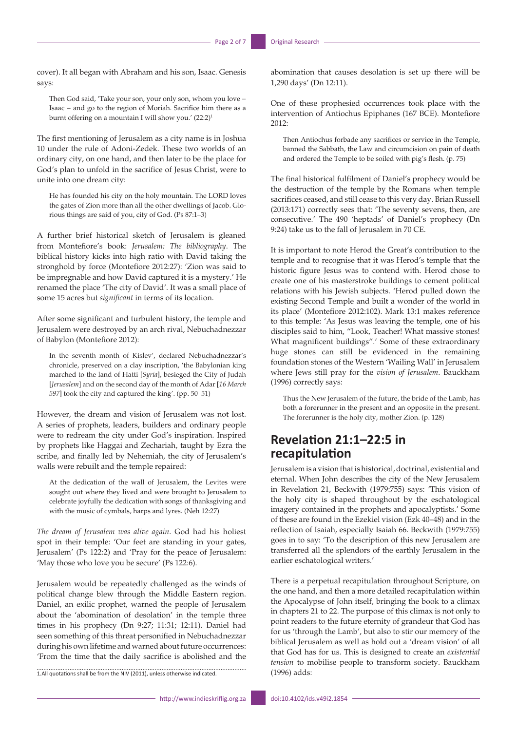cover). It all began with Abraham and his son, Isaac. Genesis says:

> Then God said, 'Take your son, your only son, whom you love – Isaac – and go to the region of Moriah. Sacrifice him there as a burnt offering on a mountain I will show you.' (22:2)[1]

The first mentioning of Jerusalem as a city name is in Joshua 10 under the rule of Adoni-Zedek. These two worlds of an ordinary city, on one hand, and then later to be the place for God's plan to unfold in the sacrifice of Jesus Christ, were to unite into one dream city:

> He has founded his city on the holy mountain. The LORD loves the gates of Zion more than all the other dwellings of Jacob. Glorious things are said of you, city of God. (Ps 87:1–3)

A further brief historical sketch of Jerusalem is gleaned from Montefiore's book: *Jerusalem: The bibliography*. The biblical history kicks into high ratio with David taking the stronghold by force (Montefiore 2012:27): 'Zion was said to be impregnable and how David captured it is a mystery.' He renamed the place 'The city of David'. It was a small place of some 15 acres but *significant* in terms of its location.

After some significant and turbulent history, the temple and Jerusalem were destroyed by an arch rival, Nebuchadnezzar of Babylon (Montefiore 2012):

> In the seventh month of Kislev', declared Nebuchadnezzar's chronicle, preserved on a clay inscription, 'the Babylonian king marched to the land of Hatti [*Syria*], besieged the City of Judah [*Jerusalem*] and on the second day of the month of Adar [*16 March 597*] took the city and captured the king'. (pp. 50–51)

However, the dream and vision of Jerusalem was not lost. A series of prophets, leaders, builders and ordinary people were to redream the city under God's inspiration. Inspired by prophets like Haggai and Zechariah, taught by Ezra the scribe, and finally led by Nehemiah, the city of Jerusalem's walls were rebuilt and the temple repaired:

> At the dedication of the wall of Jerusalem, the Levites were sought out where they lived and were brought to Jerusalem to celebrate joyfully the dedication with songs of thanksgiving and with the music of cymbals, harps and lyres. (Neh 12:27)

*The dream of Jerusalem was alive again*. God had his holiest spot in their temple: 'Our feet are standing in your gates, Jerusalem' (Ps 122:2) and 'Pray for the peace of Jerusalem: 'May those who love you be secure' (Ps 122:6).

Jerusalem would be repeatedly challenged as the winds of political change blew through the Middle Eastern region. Daniel, an exilic prophet, warned the people of Jerusalem about the 'abomination of desolation' in the temple three times in his prophecy (Dn 9:27; 11:31; 12:11). Daniel had seen something of this threat personified in Nebuchadnezzar during his own lifetime and warned about future occurrences: 'From the time that the daily sacrifice is abolished and the abomination that causes desolation is set up there will be 1,290 days' (Dn 12:11).

One of these prophesied occurrences took place with the intervention of Antiochus Epiphanes (167 BCE). Montefiore 2012:

> Then Antiochus forbade any sacrifices or service in the Temple, banned the Sabbath, the Law and circumcision on pain of death and ordered the Temple to be soiled with pig's flesh. (p. 75)

The final historical fulfilment of Daniel's prophecy would be the destruction of the temple by the Romans when temple sacrifices ceased, and still cease to this very day. Brian Russell (2013:171) correctly sees that: 'The seventy sevens, then, are consecutive.' The 490 'heptads' of Daniel's prophecy (Dn 9:24) take us to the fall of Jerusalem in 70 CE.

It is important to note Herod the Great's contribution to the temple and to recognise that it was Herod's temple that the historic figure Jesus was to contend with. Herod chose to create one of his masterstroke buildings to cement political relations with his Jewish subjects. 'Herod pulled down the existing Second Temple and built a wonder of the world in its place' (Montefiore 2012:102). Mark 13:1 makes reference to this temple: 'As Jesus was leaving the temple, one of his disciples said to him, "Look, Teacher! What massive stones! What magnificent buildings".' Some of these extraordinary huge stones can still be evidenced in the remaining foundation stones of the Western 'Wailing Wall' in Jerusalem where Jews still pray for the *vision of Jerusalem*. Bauckham (1996) correctly says:

> Thus the New Jerusalem of the future, the bride of the Lamb, has both a forerunner in the present and an opposite in the present. The forerunner is the holy city, mother Zion. (p. 128)

## Revelation 21:1–22:5 in recapitulation

Jerusalem is a vision that is historical, doctrinal, existential and eternal. When John describes the city of the New Jerusalem in Revelation 21, Beckwith (1979:755) says: 'This vision of the holy city is shaped throughout by the eschatological imagery contained in the prophets and apocalyptists.' Some of these are found in the Ezekiel vision (Ezk 40–48) and in the reflection of Isaiah, especially Isaiah 66. Beckwith (1979:755) goes in to say: 'To the description of this new Jerusalem are transferred all the splendors of the earthly Jerusalem in the earlier eschatological writers.'

There is a perpetual recapitulation throughout Scripture, on the one hand, and then a more detailed recapitulation within the Apocalypse of John itself, bringing the book to a climax in chapters 21 to 22. The purpose of this climax is not only to point readers to the future eternity of grandeur that God has for us 'through the Lamb', but also to stir our memory of the biblical Jerusalem as well as hold out a 'dream vision' of all that God has for us. This is designed to create an *existential tension* to mobilise people to transform society. Bauckham (1996) adds:

1. All quotations shall be from the NIV (2011), unless otherwise indicated.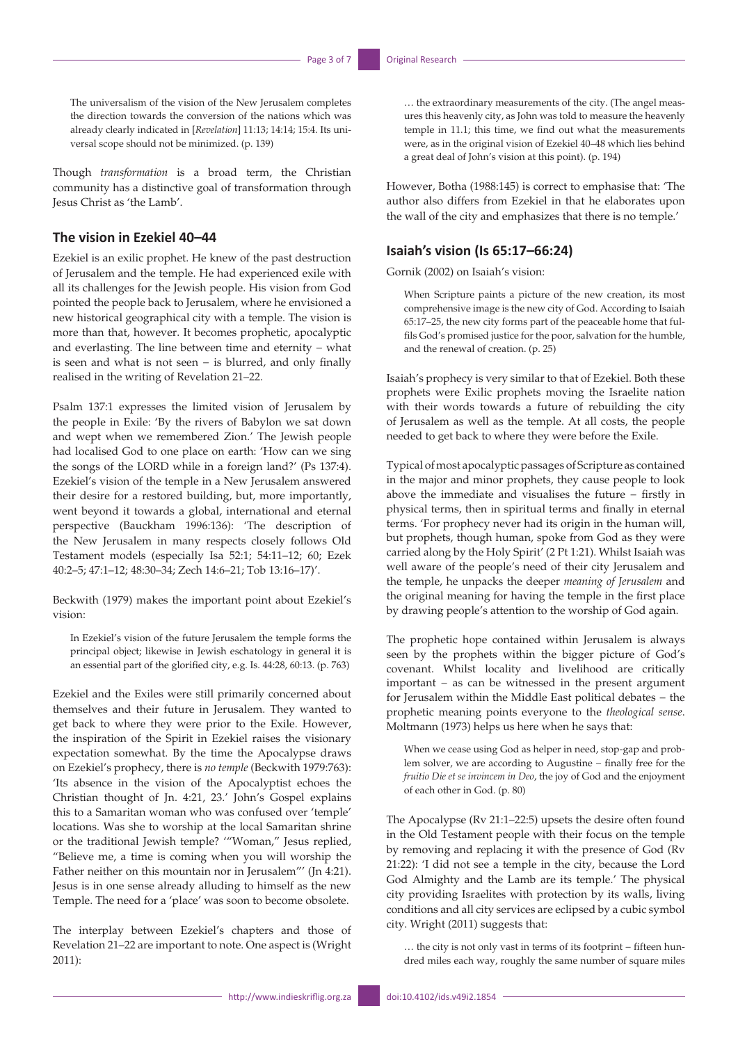> The universalism of the vision of the New Jerusalem completes the direction towards the conversion of the nations which was already clearly indicated in [*Revelation*] 11:13; 14:14; 15:4. Its universal scope should not be minimized. (p. 139)

Though *transformation* is a broad term, the Christian community has a distinctive goal of transformation through Jesus Christ as 'the Lamb'.

## The vision in Ezekiel 40–44

Ezekiel is an exilic prophet. He knew of the past destruction of Jerusalem and the temple. He had experienced exile with all its challenges for the Jewish people. His vision from God pointed the people back to Jerusalem, where he envisioned a new historical geographical city with a temple. The vision is more than that, however. It becomes prophetic, apocalyptic and everlasting. The line between time and eternity – what is seen and what is not seen – is blurred, and only finally realised in the writing of Revelation 21–22.

Psalm 137:1 expresses the limited vision of Jerusalem by the people in Exile: 'By the rivers of Babylon we sat down and wept when we remembered Zion.' The Jewish people had localised God to one place on earth: 'How can we sing the songs of the LORD while in a foreign land?' (Ps 137:4). Ezekiel's vision of the temple in a New Jerusalem answered their desire for a restored building, but, more importantly, went beyond it towards a global, international and eternal perspective (Bauckham 1996:136): 'The description of the New Jerusalem in many respects closely follows Old Testament models (especially Isa 52:1; 54:11–12; 60; Ezek 40:2–5; 47:1–12; 48:30–34; Zech 14:6–21; Tob 13:16–17)'.

Beckwith (1979) makes the important point about Ezekiel's vision:

> In Ezekiel's vision of the future Jerusalem the temple forms the principal object; likewise in Jewish eschatology in general it is an essential part of the glorified city, e.g. Is. 44:28, 60:13. (p. 763)

Ezekiel and the Exiles were still primarily concerned about themselves and their future in Jerusalem. They wanted to get back to where they were prior to the Exile. However, the inspiration of the Spirit in Ezekiel raises the visionary expectation somewhat. By the time the Apocalypse draws on Ezekiel's prophecy, there is *no temple* (Beckwith 1979:763): 'Its absence in the vision of the Apocalyptist echoes the Christian thought of Jn. 4:21, 23.' John's Gospel explains this to a Samaritan woman who was confused over 'temple' locations. Was she to worship at the local Samaritan shrine or the traditional Jewish temple? '"Woman," Jesus replied, "Believe me, a time is coming when you will worship the Father neither on this mountain nor in Jerusalem"' (Jn 4:21). Jesus is in one sense already alluding to himself as the new Temple. The need for a 'place' was soon to become obsolete.

The interplay between Ezekiel's chapters and those of Revelation 21–22 are important to note. One aspect is (Wright 2011):

> … the extraordinary measurements of the city. (The angel measures this heavenly city, as John was told to measure the heavenly temple in 11.1; this time, we find out what the measurements were, as in the original vision of Ezekiel 40–48 which lies behind a great deal of John's vision at this point). (p. 194)

However, Botha (1988:145) is correct to emphasise that: 'The author also differs from Ezekiel in that he elaborates upon the wall of the city and emphasizes that there is no temple.'

## Isaiah's vision (Is 65:17–66:24)

Gornik (2002) on Isaiah's vision:

> When Scripture paints a picture of the new creation, its most comprehensive image is the new city of God. According to Isaiah 65:17–25, the new city forms part of the peaceable home that fulfils God's promised justice for the poor, salvation for the humble, and the renewal of creation. (p. 25)

Isaiah's prophecy is very similar to that of Ezekiel. Both these prophets were Exilic prophets moving the Israelite nation with their words towards a future of rebuilding the city of Jerusalem as well as the temple. At all costs, the people needed to get back to where they were before the Exile.

Typical of most apocalyptic passages of Scripture as contained in the major and minor prophets, they cause people to look above the immediate and visualises the future – firstly in physical terms, then in spiritual terms and finally in eternal terms. 'For prophecy never had its origin in the human will, but prophets, though human, spoke from God as they were carried along by the Holy Spirit' (2 Pt 1:21). Whilst Isaiah was well aware of the people's need of their city Jerusalem and the temple, he unpacks the deeper *meaning of Jerusalem* and the original meaning for having the temple in the first place by drawing people's attention to the worship of God again.

The prophetic hope contained within Jerusalem is always seen by the prophets within the bigger picture of God's covenant. Whilst locality and livelihood are critically important – as can be witnessed in the present argument for Jerusalem within the Middle East political debates – the prophetic meaning points everyone to the *theological sense*. Moltmann (1973) helps us here when he says that:

> When we cease using God as helper in need, stop-gap and problem solver, we are according to Augustine – finally free for the *fruitio Die et se invincem in Deo*, the joy of God and the enjoyment of each other in God. (p. 80)

The Apocalypse (Rv 21:1–22:5) upsets the desire often found in the Old Testament people with their focus on the temple by removing and replacing it with the presence of God (Rv 21:22): 'I did not see a temple in the city, because the Lord God Almighty and the Lamb are its temple.' The physical city providing Israelites with protection by its walls, living conditions and all city services are eclipsed by a cubic symbol city. Wright (2011) suggests that:

> … the city is not only vast in terms of its footprint – fifteen hundred miles each way, roughly the same number of square miles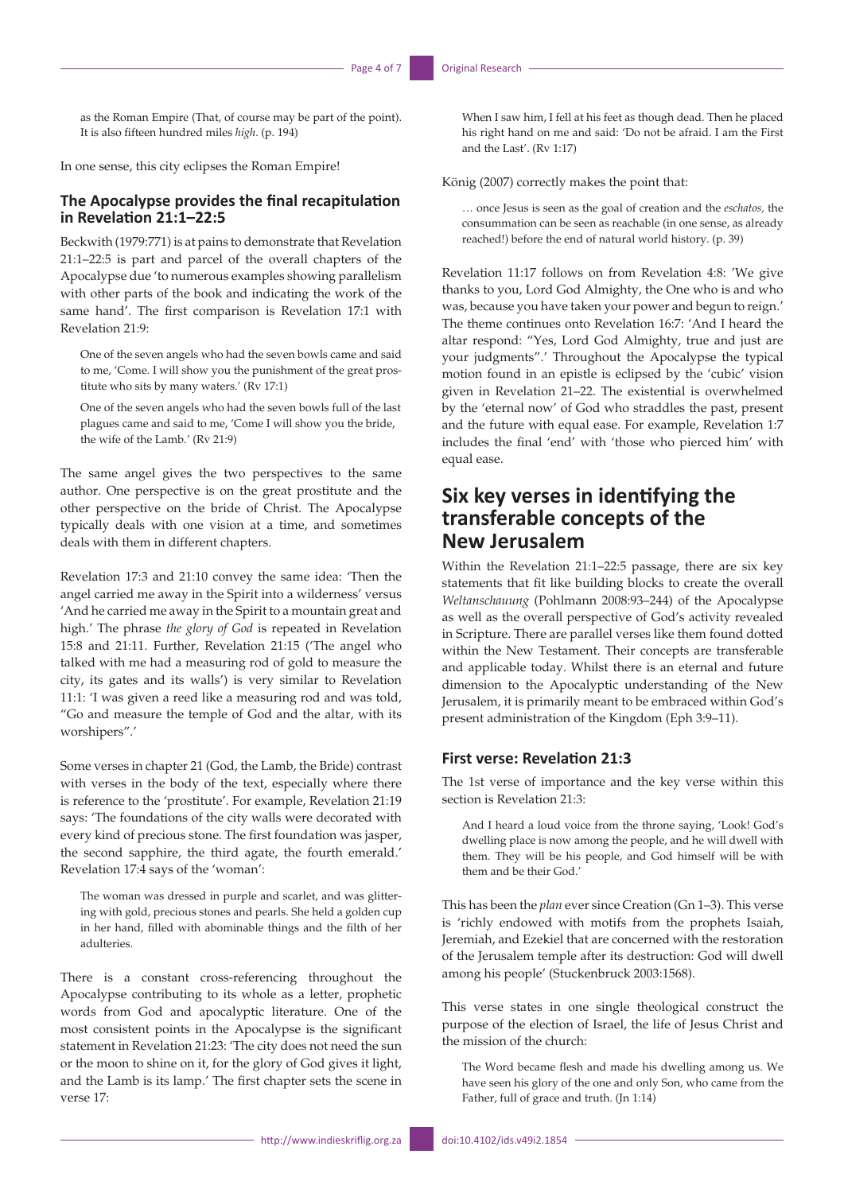as the Roman Empire (That, of course may be part of the point). It is also fifteen hundred miles *high*. (p. 194)

In one sense, this city eclipses the Roman Empire!

### The Apocalypse provides the final recapitulation in Revelation 21:1–22:5

Beckwith (1979:771) is at pains to demonstrate that Revelation 21:1–22:5 is part and parcel of the overall chapters of the Apocalypse due 'to numerous examples showing parallelism with other parts of the book and indicating the work of the same hand'. The first comparison is Revelation 17:1 with Revelation 21:9:

> One of the seven angels who had the seven bowls came and said to me, 'Come. I will show you the punishment of the great prostitute who sits by many waters.' (Rv 17:1)

> One of the seven angels who had the seven bowls full of the last plagues came and said to me, 'Come I will show you the bride, the wife of the Lamb.' (Rv 21:9)

The same angel gives the two perspectives to the same author. One perspective is on the great prostitute and the other perspective on the bride of Christ. The Apocalypse typically deals with one vision at a time, and sometimes deals with them in different chapters.

Revelation 17:3 and 21:10 convey the same idea: 'Then the angel carried me away in the Spirit into a wilderness' versus 'And he carried me away in the Spirit to a mountain great and high.' The phrase *the glory of God* is repeated in Revelation 15:8 and 21:11. Further, Revelation 21:15 ('The angel who talked with me had a measuring rod of gold to measure the city, its gates and its walls') is very similar to Revelation 11:1: 'I was given a reed like a measuring rod and was told, "Go and measure the temple of God and the altar, with its worshipers".'

Some verses in chapter 21 (God, the Lamb, the Bride) contrast with verses in the body of the text, especially where there is reference to the 'prostitute'. For example, Revelation 21:19 says: 'The foundations of the city walls were decorated with every kind of precious stone. The first foundation was jasper, the second sapphire, the third agate, the fourth emerald.' Revelation 17:4 says of the 'woman':

> The woman was dressed in purple and scarlet, and was glittering with gold, precious stones and pearls. She held a golden cup in her hand, filled with abominable things and the filth of her adulteries.

There is a constant cross-referencing throughout the Apocalypse contributing to its whole as a letter, prophetic words from God and apocalyptic literature. One of the most consistent points in the Apocalypse is the significant statement in Revelation 21:23: 'The city does not need the sun or the moon to shine on it, for the glory of God gives it light, and the Lamb is its lamp.' The first chapter sets the scene in verse 17:

> When I saw him, I fell at his feet as though dead. Then he placed his right hand on me and said: 'Do not be afraid. I am the First and the Last'. (Rv 1:17)

König (2007) correctly makes the point that:

> … once Jesus is seen as the goal of creation and the *eschatos,* the consummation can be seen as reachable (in one sense, as already reached!) before the end of natural world history. (p. 39)

Revelation 11:17 follows on from Revelation 4:8: 'We give thanks to you, Lord God Almighty, the One who is and who was, because you have taken your power and begun to reign.' The theme continues onto Revelation 16:7: 'And I heard the altar respond: "Yes, Lord God Almighty, true and just are your judgments".' Throughout the Apocalypse the typical motion found in an epistle is eclipsed by the 'cubic' vision given in Revelation 21–22. The existential is overwhelmed by the 'eternal now' of God who straddles the past, present and the future with equal ease. For example, Revelation 1:7 includes the final 'end' with 'those who pierced him' with equal ease.

## Six key verses in identifying the transferable concepts of the New Jerusalem

Within the Revelation 21:1–22:5 passage, there are six key statements that fit like building blocks to create the overall *Weltanschauung* (Pohlmann 2008:93–244) of the Apocalypse as well as the overall perspective of God's activity revealed in Scripture. There are parallel verses like them found dotted within the New Testament. Their concepts are transferable and applicable today. Whilst there is an eternal and future dimension to the Apocalyptic understanding of the New Jerusalem, it is primarily meant to be embraced within God's present administration of the Kingdom (Eph 3:9–11).

### First verse: Revelation 21:3

The 1st verse of importance and the key verse within this section is Revelation 21:3:

> And I heard a loud voice from the throne saying, 'Look! God's dwelling place is now among the people, and he will dwell with them. They will be his people, and God himself will be with them and be their God.'

This has been the *plan* ever since Creation (Gn 1–3). This verse is 'richly endowed with motifs from the prophets Isaiah, Jeremiah, and Ezekiel that are concerned with the restoration of the Jerusalem temple after its destruction: God will dwell among his people' (Stuckenbruck 2003:1568).

This verse states in one single theological construct the purpose of the election of Israel, the life of Jesus Christ and the mission of the church:

> The Word became flesh and made his dwelling among us. We have seen his glory of the one and only Son, who came from the Father, full of grace and truth. (Jn 1:14)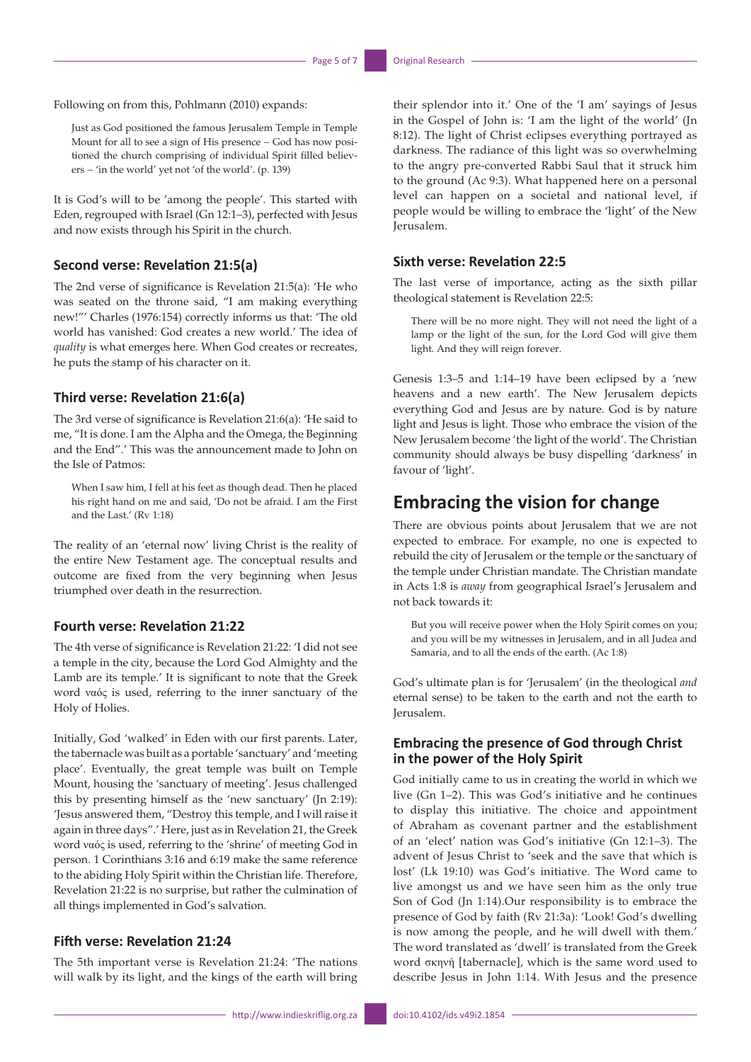Following on from this, Pohlmann (2010) expands:

> Just as God positioned the famous Jerusalem Temple in Temple Mount for all to see a sign of His presence – God has now positioned the church comprising of individual Spirit filled believers – 'in the world' yet not 'of the world'. (p. 139)

It is God's will to be 'among the people'. This started with Eden, regrouped with Israel (Gn 12:1–3), perfected with Jesus and now exists through his Spirit in the church.

### Second verse: Revelation 21:5(a)

The 2nd verse of significance is Revelation 21:5(a): 'He who was seated on the throne said, "I am making everything new!"' Charles (1976:154) correctly informs us that: 'The old world has vanished: God creates a new world.' The idea of *quality* is what emerges here. When God creates or recreates, he puts the stamp of his character on it.

### Third verse: Revelation 21:6(a)

The 3rd verse of significance is Revelation 21:6(a): 'He said to me, "It is done. I am the Alpha and the Omega, the Beginning and the End".' This was the announcement made to John on the Isle of Patmos:

> When I saw him, I fell at his feet as though dead. Then he placed his right hand on me and said, 'Do not be afraid. I am the First and the Last.' (Rv 1:18)

The reality of an 'eternal now' living Christ is the reality of the entire New Testament age. The conceptual results and outcome are fixed from the very beginning when Jesus triumphed over death in the resurrection.

### Fourth verse: Revelation 21:22

The 4th verse of significance is Revelation 21:22: 'I did not see a temple in the city, because the Lord God Almighty and the Lamb are its temple.' It is significant to note that the Greek word ναός is used, referring to the inner sanctuary of the Holy of Holies.

Initially, God 'walked' in Eden with our first parents. Later, the tabernacle was built as a portable 'sanctuary' and 'meeting place'. Eventually, the great temple was built on Temple Mount, housing the 'sanctuary of meeting'. Jesus challenged this by presenting himself as the 'new sanctuary' (Jn 2:19): 'Jesus answered them, "Destroy this temple, and I will raise it again in three days".' Here, just as in Revelation 21, the Greek word ναός is used, referring to the 'shrine' of meeting God in person. 1 Corinthians 3:16 and 6:19 make the same reference to the abiding Holy Spirit within the Christian life. Therefore, Revelation 21:22 is no surprise, but rather the culmination of all things implemented in God's salvation.

### Fifth verse: Revelation 21:24

The 5th important verse is Revelation 21:24: 'The nations will walk by its light, and the kings of the earth will bring their splendor into it.' One of the 'I am' sayings of Jesus in the Gospel of John is: 'I am the light of the world' (Jn 8:12). The light of Christ eclipses everything portrayed as darkness. The radiance of this light was so overwhelming to the angry pre-converted Rabbi Saul that it struck him to the ground (Ac 9:3). What happened here on a personal level can happen on a societal and national level, if people would be willing to embrace the 'light' of the New Jerusalem.

### Sixth verse: Revelation 22:5

The last verse of importance, acting as the sixth pillar theological statement is Revelation 22:5:

> There will be no more night. They will not need the light of a lamp or the light of the sun, for the Lord God will give them light. And they will reign forever.

Genesis 1:3–5 and 1:14–19 have been eclipsed by a 'new heavens and a new earth'. The New Jerusalem depicts everything God and Jesus are by nature. God is by nature light and Jesus is light. Those who embrace the vision of the New Jerusalem become 'the light of the world'. The Christian community should always be busy dispelling 'darkness' in favour of 'light'.

## Embracing the vision for change

There are obvious points about Jerusalem that we are not expected to embrace. For example, no one is expected to rebuild the city of Jerusalem or the temple or the sanctuary of the temple under Christian mandate. The Christian mandate in Acts 1:8 is *away* from geographical Israel's Jerusalem and not back towards it:

> But you will receive power when the Holy Spirit comes on you; and you will be my witnesses in Jerusalem, and in all Judea and Samaria, and to all the ends of the earth. (Ac 1:8)

God's ultimate plan is for 'Jerusalem' (in the theological *and* eternal sense) to be taken to the earth and not the earth to Jerusalem.

### Embracing the presence of God through Christ in the power of the Holy Spirit

God initially came to us in creating the world in which we live (Gn 1–2). This was God's initiative and he continues to display this initiative. The choice and appointment of Abraham as covenant partner and the establishment of an 'elect' nation was God's initiative (Gn 12:1–3). The advent of Jesus Christ to 'seek and the save that which is lost' (Lk 19:10) was God's initiative. The Word came to live amongst us and we have seen him as the only true Son of God (Jn 1:14).Our responsibility is to embrace the presence of God by faith (Rv 21:3a): 'Look! God's dwelling is now among the people, and he will dwell with them.' The word translated as 'dwell' is translated from the Greek word σκηνή [tabernacle], which is the same word used to describe Jesus in John 1:14. With Jesus and the presence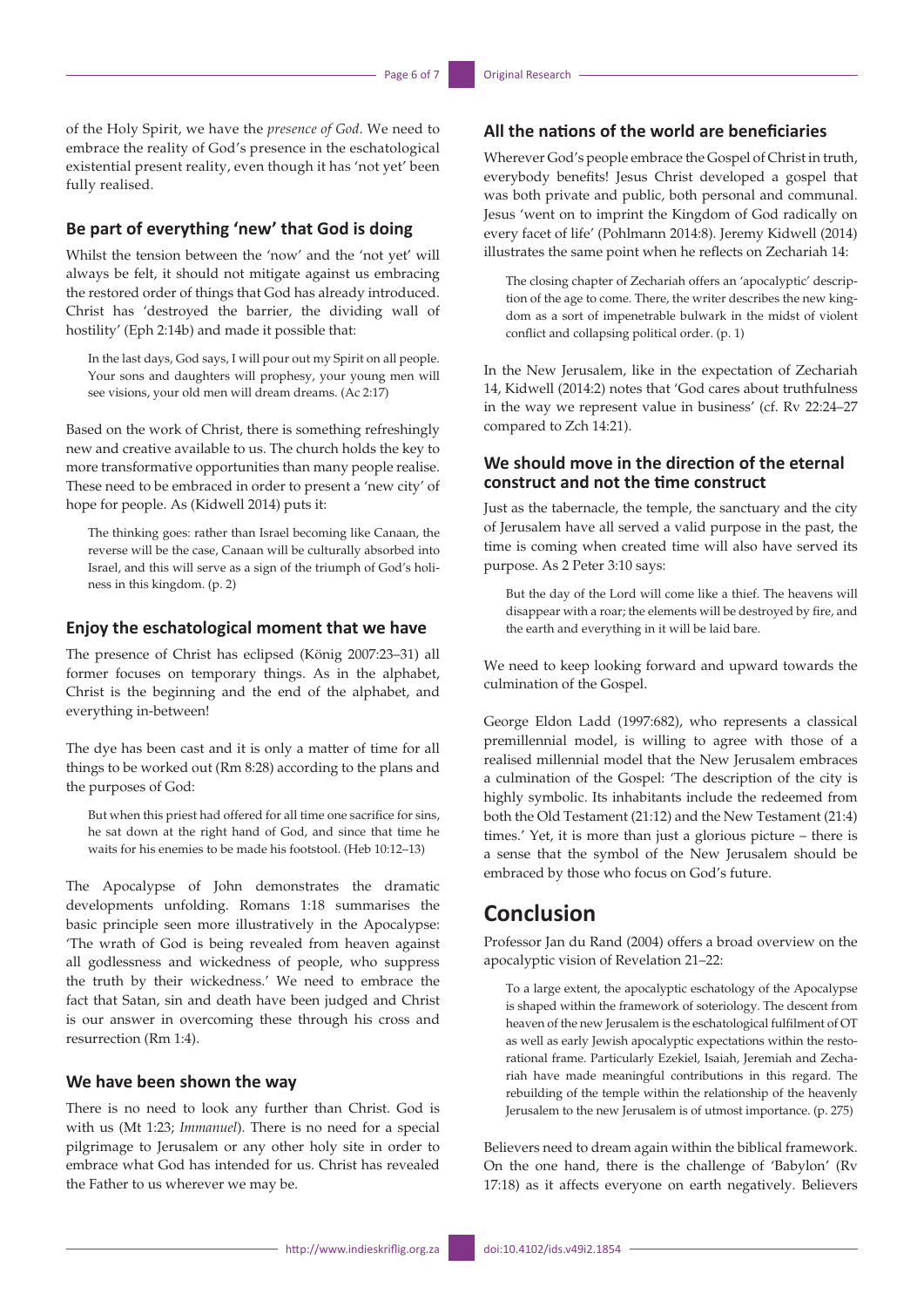of the Holy Spirit, we have the *presence of God*. We need to embrace the reality of God's presence in the eschatological existential present reality, even though it has 'not yet' been fully realised.

### Be part of everything 'new' that God is doing

Whilst the tension between the 'now' and the 'not yet' will always be felt, it should not mitigate against us embracing the restored order of things that God has already introduced. Christ has 'destroyed the barrier, the dividing wall of hostility' (Eph 2:14b) and made it possible that:

> In the last days, God says, I will pour out my Spirit on all people. Your sons and daughters will prophesy, your young men will see visions, your old men will dream dreams. (Ac 2:17)

Based on the work of Christ, there is something refreshingly new and creative available to us. The church holds the key to more transformative opportunities than many people realise. These need to be embraced in order to present a 'new city' of hope for people. As (Kidwell 2014) puts it:

> The thinking goes: rather than Israel becoming like Canaan, the reverse will be the case, Canaan will be culturally absorbed into Israel, and this will serve as a sign of the triumph of God's holiness in this kingdom. (p. 2)

### Enjoy the eschatological moment that we have

The presence of Christ has eclipsed (König 2007:23–31) all former focuses on temporary things. As in the alphabet, Christ is the beginning and the end of the alphabet, and everything in-between!

The dye has been cast and it is only a matter of time for all things to be worked out (Rm 8:28) according to the plans and the purposes of God:

> But when this priest had offered for all time one sacrifice for sins, he sat down at the right hand of God, and since that time he waits for his enemies to be made his footstool. (Heb 10:12–13)

The Apocalypse of John demonstrates the dramatic developments unfolding. Romans 1:18 summarises the basic principle seen more illustratively in the Apocalypse: 'The wrath of God is being revealed from heaven against all godlessness and wickedness of people, who suppress the truth by their wickedness.' We need to embrace the fact that Satan, sin and death have been judged and Christ is our answer in overcoming these through his cross and resurrection (Rm 1:4).

### We have been shown the way

There is no need to look any further than Christ. God is with us (Mt 1:23; *Immanuel*). There is no need for a special pilgrimage to Jerusalem or any other holy site in order to embrace what God has intended for us. Christ has revealed the Father to us wherever we may be.

### All the nations of the world are beneficiaries

Wherever God's people embrace the Gospel of Christ in truth, everybody benefits! Jesus Christ developed a gospel that was both private and public, both personal and communal. Jesus 'went on to imprint the Kingdom of God radically on every facet of life' (Pohlmann 2014:8). Jeremy Kidwell (2014) illustrates the same point when he reflects on Zechariah 14:

> The closing chapter of Zechariah offers an 'apocalyptic' description of the age to come. There, the writer describes the new kingdom as a sort of impenetrable bulwark in the midst of violent conflict and collapsing political order. (p. 1)

In the New Jerusalem, like in the expectation of Zechariah 14, Kidwell (2014:2) notes that 'God cares about truthfulness in the way we represent value in business' (cf. Rv 22:24–27 compared to Zch 14:21).

### We should move in the direction of the eternal construct and not the time construct

Just as the tabernacle, the temple, the sanctuary and the city of Jerusalem have all served a valid purpose in the past, the time is coming when created time will also have served its purpose. As 2 Peter 3:10 says:

> But the day of the Lord will come like a thief. The heavens will disappear with a roar; the elements will be destroyed by fire, and the earth and everything in it will be laid bare.

We need to keep looking forward and upward towards the culmination of the Gospel.

George Eldon Ladd (1997:682), who represents a classical premillennial model, is willing to agree with those of a realised millennial model that the New Jerusalem embraces a culmination of the Gospel: 'The description of the city is highly symbolic. Its inhabitants include the redeemed from both the Old Testament (21:12) and the New Testament (21:4) times.' Yet, it is more than just a glorious picture – there is a sense that the symbol of the New Jerusalem should be embraced by those who focus on God's future.

## Conclusion

Professor Jan du Rand (2004) offers a broad overview on the apocalyptic vision of Revelation 21–22:

> To a large extent, the apocalyptic eschatology of the Apocalypse is shaped within the framework of soteriology. The descent from heaven of the new Jerusalem is the eschatological fulfilment of OT as well as early Jewish apocalyptic expectations within the restorational frame. Particularly Ezekiel, Isaiah, Jeremiah and Zechariah have made meaningful contributions in this regard. The rebuilding of the temple within the relationship of the heavenly Jerusalem to the new Jerusalem is of utmost importance. (p. 275)

Believers need to dream again within the biblical framework. On the one hand, there is the challenge of 'Babylon' (Rv 17:18) as it affects everyone on earth negatively. Believers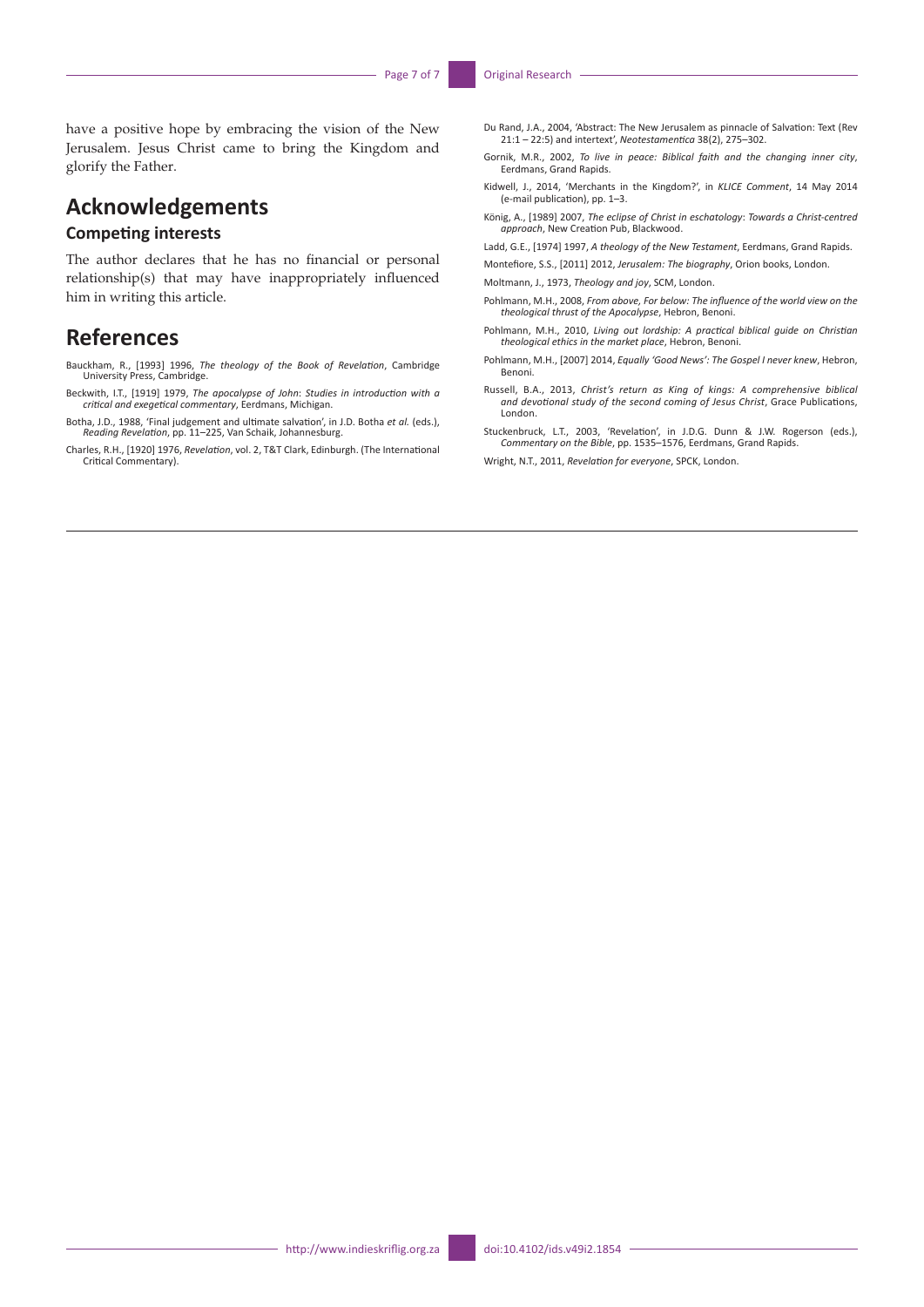have a positive hope by embracing the vision of the New Jerusalem. Jesus Christ came to bring the Kingdom and glorify the Father.

## Acknowledgements

### Competing interests

The author declares that he has no financial or personal relationship(s) that may have inappropriately influenced him in writing this article.

## References

Bauckham, R., [1993] 1996, *The theology of the Book of Revelation*, Cambridge University Press, Cambridge.

Beckwith, I.T., [1919] 1979, *The apocalypse of John: Studies in introduction with a critical and exegetical commentary*, Eerdmans, Michigan.

Botha, J.D., 1988, 'Final judgement and ultimate salvation', in J.D. Botha *et al.* (eds.), *Reading Revelation*, pp. 11–225, Van Schaik, Johannesburg.

Charles, R.H., [1920] 1976, *Revelation*, vol. 2, T&T Clark, Edinburgh. (The International Critical Commentary).

Du Rand, J.A., 2004, 'Abstract: The New Jerusalem as pinnacle of Salvation: Text (Rev 21:1 – 22:5) and intertext', *Neotestamentica* 38(2), 275–302.

Gornik, M.R., 2002, *To live in peace: Biblical faith and the changing inner city*, Eerdmans, Grand Rapids.

Kidwell, J., 2014, 'Merchants in the Kingdom?', in *KLICE Comment*, 14 May 2014 (e-mail publication), pp. 1–3.

König, A., [1989] 2007, *The eclipse of Christ in eschatology: Towards a Christ-centred approach*, New Creation Pub, Blackwood.

Ladd, G.E., [1974] 1997, *A theology of the New Testament*, Eerdmans, Grand Rapids.

Montefiore, S.S., [2011] 2012, *Jerusalem: The biography*, Orion books, London.

Moltmann, J., 1973, *Theology and joy*, SCM, London.

Pohlmann, M.H., 2008, *From above, For below: The influence of the world view on the theological thrust of the Apocalypse*, Hebron, Benoni.

Pohlmann, M.H., 2010, *Living out lordship: A practical biblical guide on Christian theological ethics in the market place*, Hebron, Benoni.

Pohlmann, M.H., [2007] 2014, *Equally 'Good News': The Gospel I never knew*, Hebron, Benoni.

Russell, B.A., 2013, *Christ's return as King of kings: A comprehensive biblical and devotional study of the second coming of Jesus Christ*, Grace Publications, London.

Stuckenbruck, L.T., 2003, 'Revelation', in J.D.G. Dunn & J.W. Rogerson (eds.), *Commentary on the Bible*, pp. 1535–1576, Eerdmans, Grand Rapids.

Wright, N.T., 2011, *Revelation for everyone*, SPCK, London.